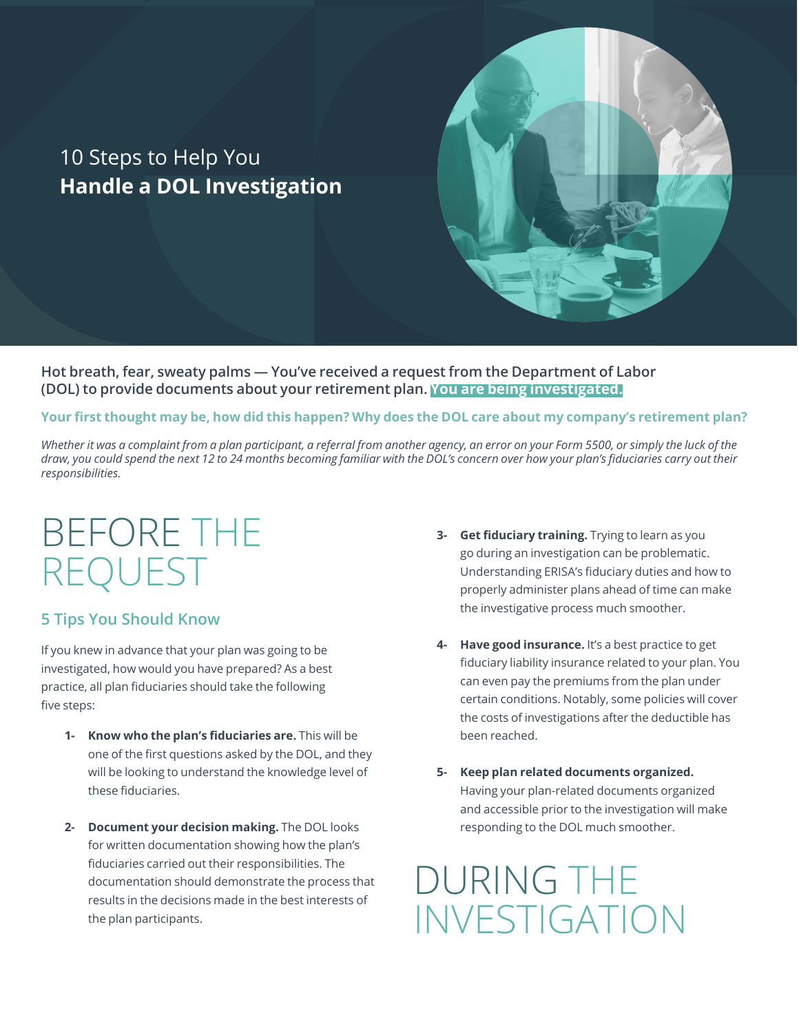# 10 Steps to Help You **Handle a DOL Investigation**

**Hot breath, fear, sweaty palms — You've received a request from the Department of Labor (DOL) to provide documents about your retirement plan. You are being investigated.**

**Your first thought may be, how did this happen? Why does the DOL care about my company's retirement plan?**

*Whether it was a complaint from a plan participant, a referral from another agency, an error on your Form 5500, or simply the luck of the draw, you could spend the next 12 to 24 months becoming familiar with the DOL's concern over how your plan's fiduciaries carry out their responsibilities.*

## BEFORE THE REQUEST

### 5 Tips You Should Know

If you knew in advance that your plan was going to be investigated, how would you have prepared? As a best practice, all plan fiduciaries should take the following five steps:

1- **Know who the plan's fiduciaries are.** This will be one of the first questions asked by the DOL, and they will be looking to understand the knowledge level of these fiduciaries.

2- **Document your decision making.** The DOL looks for written documentation showing how the plan's fiduciaries carried out their responsibilities. The documentation should demonstrate the process that results in the decisions made in the best interests of the plan participants.

3- **Get fiduciary training.** Trying to learn as you go during an investigation can be problematic. Understanding ERISA's fiduciary duties and how to properly administer plans ahead of time can make the investigative process much smoother.

4- **Have good insurance.** It's a best practice to get fiduciary liability insurance related to your plan. You can even pay the premiums from the plan under certain conditions. Notably, some policies will cover the costs of investigations after the deductible has been reached.

5- **Keep plan related documents organized.** Having your plan-related documents organized and accessible prior to the investigation will make responding to the DOL much smoother.

## DURING THE INVESTIGATION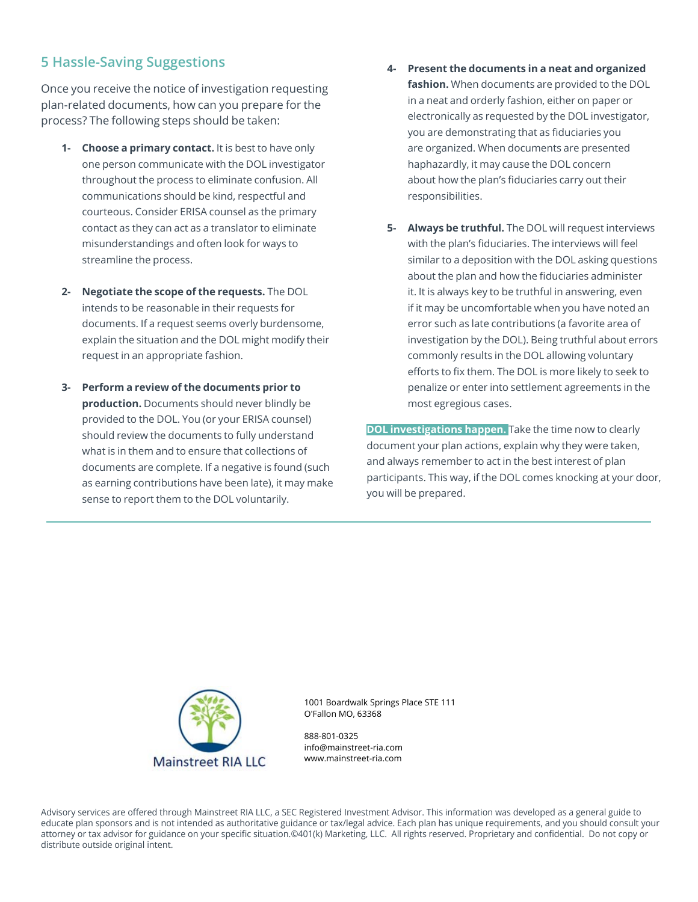## 5 Hassle-Saving Suggestions

Once you receive the notice of investigation requesting plan-related documents, how can you prepare for the process? The following steps should be taken:

1- **Choose a primary contact.** It is best to have only one person communicate with the DOL investigator throughout the process to eliminate confusion. All communications should be kind, respectful and courteous. Consider ERISA counsel as the primary contact as they can act as a translator to eliminate misunderstandings and often look for ways to streamline the process.

2- **Negotiate the scope of the requests.** The DOL intends to be reasonable in their requests for documents. If a request seems overly burdensome, explain the situation and the DOL might modify their request in an appropriate fashion.

3- **Perform a review of the documents prior to production.** Documents should never blindly be provided to the DOL. You (or your ERISA counsel) should review the documents to fully understand what is in them and to ensure that collections of documents are complete. If a negative is found (such as earning contributions have been late), it may make sense to report them to the DOL voluntarily.

4- **Present the documents in a neat and organized fashion.** When documents are provided to the DOL in a neat and orderly fashion, either on paper or electronically as requested by the DOL investigator, you are demonstrating that as fiduciaries you are organized. When documents are presented haphazardly, it may cause the DOL concern about how the plan's fiduciaries carry out their responsibilities.

5- **Always be truthful.** The DOL will request interviews with the plan's fiduciaries. The interviews will feel similar to a deposition with the DOL asking questions about the plan and how the fiduciaries administer it. It is always key to be truthful in answering, even if it may be uncomfortable when you have noted an error such as late contributions (a favorite area of investigation by the DOL). Being truthful about errors commonly results in the DOL allowing voluntary efforts to fix them. The DOL is more likely to seek to penalize or enter into settlement agreements in the most egregious cases.

**DOL investigations happen.** Take the time now to clearly document your plan actions, explain why they were taken, and always remember to act in the best interest of plan participants. This way, if the DOL comes knocking at your door, you will be prepared.

Mainstreet RIA LLC

1001 Boardwalk Springs Place STE 111
O'Fallon MO, 63368

888-801-0325
info@mainstreet-ria.com
www.mainstreet-ria.com

Advisory services are offered through Mainstreet RIA LLC, a SEC Registered Investment Advisor. This information was developed as a general guide to educate plan sponsors and is not intended as authoritative guidance or tax/legal advice. Each plan has unique requirements, and you should consult your attorney or tax advisor for guidance on your specific situation.©401(k) Marketing, LLC. All rights reserved. Proprietary and confidential. Do not copy or distribute outside original intent.